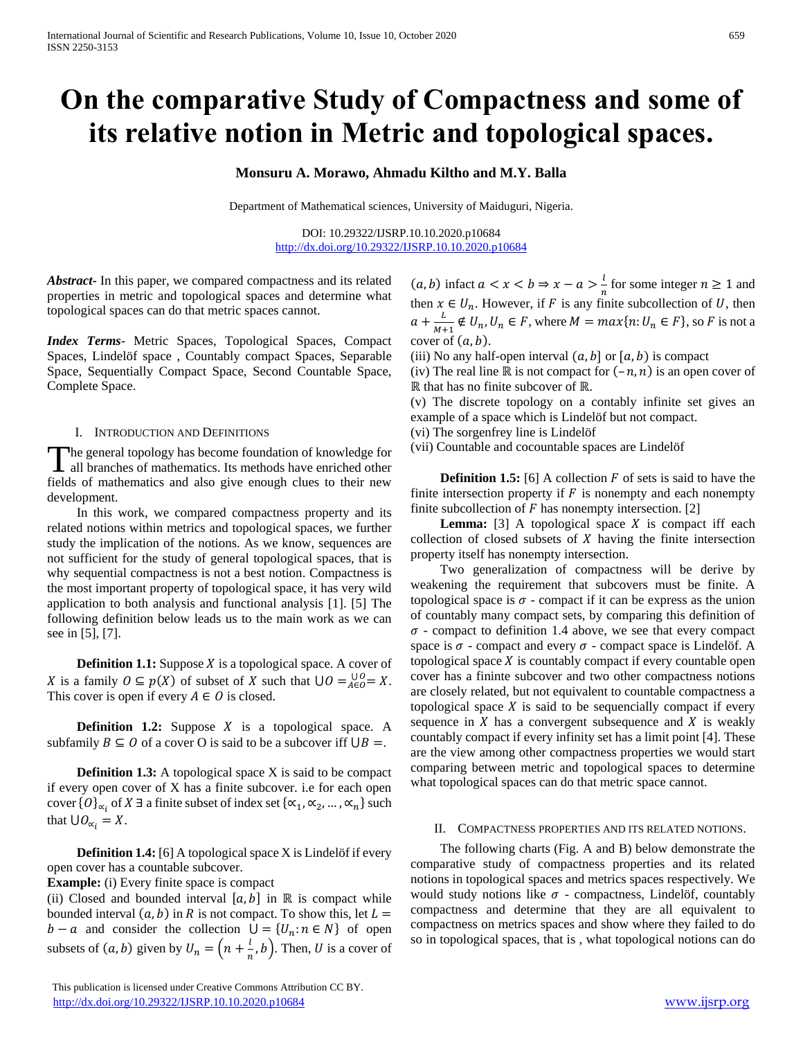# On the comparative Study of Compactness and some of its relative notion in Metric and topological spaces.

**Monsuru A. Morawo, Ahmadu Kiltho and M.Y. Balla**

Department of Mathematical sciences, University of Maiduguri, Nigeria.

DOI: 10.29322/IJSRP.10.10.2020.p10684
http://dx.doi.org/10.29322/IJSRP.10.10.2020.p10684

***Abstract***- In this paper, we compared compactness and its related properties in metric and topological spaces and determine what topological spaces can do that metric spaces cannot.

***Index Terms***- Metric Spaces, Topological Spaces, Compact Spaces, Lindelöf space , Countably compact Spaces, Separable Space, Sequentially Compact Space, Second Countable Space, Complete Space.

## I. Introduction and Definitions

The general topology has become foundation of knowledge for all branches of mathematics. Its methods have enriched other fields of mathematics and also give enough clues to their new development.

In this work, we compared compactness property and its related notions within metrics and topological spaces, we further study the implication of the notions. As we know, sequences are not sufficient for the study of general topological spaces, that is why sequential compactness is not a best notion. Compactness is the most important property of topological space, it has very wild application to both analysis and functional analysis [1]. [5] The following definition below leads us to the main work as we can see in [5], [7].

**Definition 1.1:** Suppose $X$ is a topological space. A cover of $X$ is a family $O \subseteq p(X)$ of subset of $X$ such that $\cup O = \underset{A \in O}{\cup O} = X$. This cover is open if every $A \in O$ is closed.

**Definition 1.2:** Suppose $X$ is a topological space. A subfamily $B \subseteq O$ of a cover O is said to be a subcover iff $\cup B =$.

**Definition 1.3:** A topological space X is said to be compact if every open cover of X has a finite subcover. i.e for each open cover $\{O\}_{\propto_i}$ of $X$ ∃ a finite subset of index set $\{\propto_1, \propto_2, \dots, \propto_n\}$ such that $\cup O_{\propto_i} = X$.

**Definition 1.4:** [6] A topological space X is Lindelöf if every open cover has a countable subcover.

**Example:** (i) Every finite space is compact

(ii) Closed and bounded interval $[a, b]$ in $\mathbb{R}$ is compact while bounded interval $(a, b)$ in $R$ is not compact. To show this, let $L = b - a$ and consider the collection $\cup = \{U_n : n \in N\}$ of open subsets of $(a, b)$ given by $U_n = \left(n + \frac{l}{n}, b\right)$. Then, $U$ is a cover of $(a, b)$ infact $a < x < b \Rightarrow x - a > \frac{l}{n}$ for some integer $n \geq 1$ and then $x \in U_n$. However, if $F$ is any finite subcollection of $U$, then $a + \frac{L}{M+1} \notin U_n, U_n \in F$, where $M = max\{n: U_n \in F\}$, so $F$ is not a cover of $(a, b)$.

(iii) No any half-open interval $(a, b]$ or $[a, b)$ is compact

(iv) The real line $\mathbb{R}$ is not compact for $(-n, n)$ is an open cover of $\mathbb{R}$ that has no finite subcover of $\mathbb{R}$.

(v) The discrete topology on a contably infinite set gives an example of a space which is Lindelöf but not compact.

(vi) The sorgenfrey line is Lindelöf

(vii) Countable and cocountable spaces are Lindelöf

**Definition 1.5:** [6] A collection $F$ of sets is said to have the finite intersection property if $F$ is nonempty and each nonempty finite subcollection of $F$ has nonempty intersection. [2]

**Lemma:** [3] A topological space $X$ is compact iff each collection of closed subsets of $X$ having the finite intersection property itself has nonempty intersection.

Two generalization of compactness will be derive by weakening the requirement that subcovers must be finite. A topological space is $\sigma$ - compact if it can be express as the union of countably many compact sets, by comparing this definition of $\sigma$ - compact to definition 1.4 above, we see that every compact space is $\sigma$ - compact and every $\sigma$ - compact space is Lindelöf. A topological space $X$ is countably compact if every countable open cover has a fininte subcover and two other compactness notions are closely related, but not equivalent to countable compactness a topological space $X$ is said to be sequencially compact if every sequence in $X$ has a convergent subsequence and $X$ is weakly countably compact if every infinity set has a limit point [4]. These are the view among other compactness properties we would start comparing between metric and topological spaces to determine what topological spaces can do that metric space cannot.

## II. Compactness properties and its related notions.

The following charts (Fig. A and B) below demonstrate the comparative study of compactness properties and its related notions in topological spaces and metrics spaces respectively. We would study notions like $\sigma$ - compactness, Lindelöf, countably compactness and determine that they are all equivalent to compactness on metrics spaces and show where they failed to do so in topological spaces, that is , what topological notions can do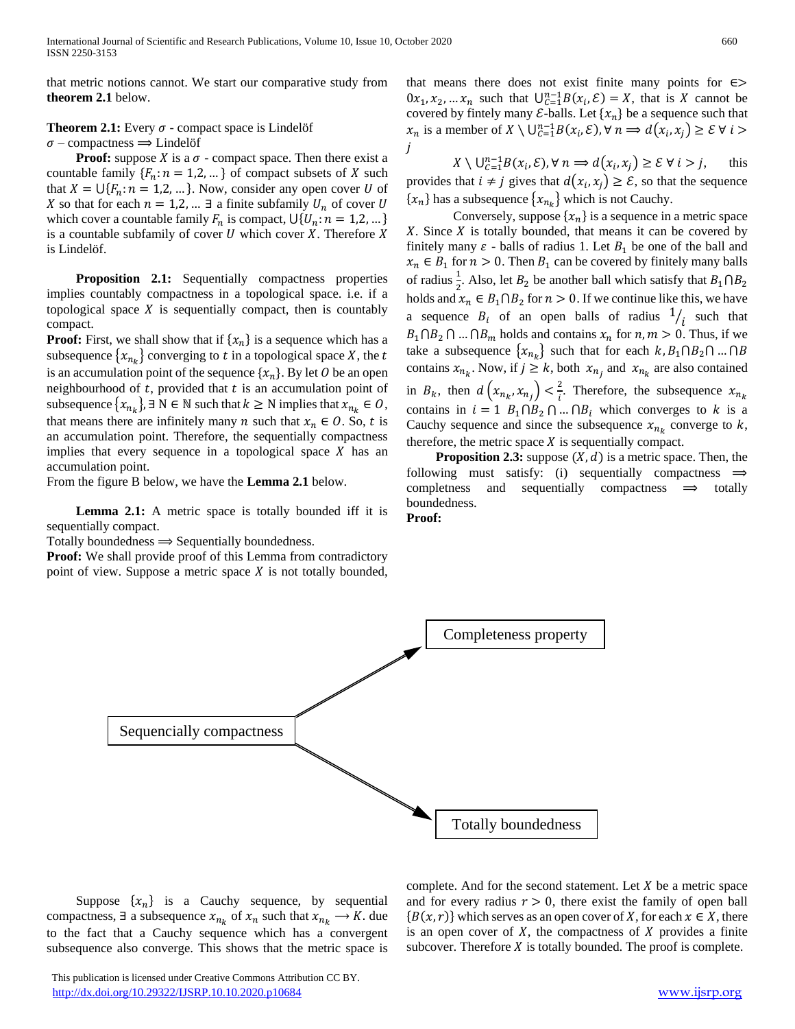that metric notions cannot. We start our comparative study from **theorem 2.1** below.

**Theorem 2.1:** Every $\sigma$ - compact space is Lindelöf

$\sigma$ – compactness $\Longrightarrow$ Lindelöf

**Proof:** suppose $X$ is a $\sigma$ - compact space. Then there exist a countable family $\{F_n: n = 1,2,\dots\}$ of compact subsets of $X$ such that $X = \bigcup\{F_n: n = 1,2,\dots\}$. Now, consider any open cover $U$ of $X$ so that for each $n = 1,2,\dots$ $\exists$ a finite subfamily $U_n$ of cover $U$ which cover a countable family $F_n$ is compact, $\bigcup\{U_n: n = 1,2,\dots\}$ is a countable subfamily of cover $U$ which cover $X$. Therefore $X$ is Lindelöf.

**Proposition 2.1:** Sequentially compactness properties implies countably compactness in a topological space. i.e. if a topological space $X$ is sequentially compact, then is countably compact.

**Proof:** First, we shall show that if $\{x_n\}$ is a sequence which has a subsequence $\{x_{n_k}\}$ converging to $t$ in a topological space $X$, the $t$ is an accumulation point of the sequence $\{x_n\}$. By let $O$ be an open neighbourhood of $t$, provided that $t$ is an accumulation point of subsequence $\{x_{n_k}\}$, $\exists$ N $\in \mathbb{N}$ such that $k \geq$ N implies that $x_{n_k} \in O$, that means there are infinitely many $n$ such that $x_n \in O$. So, $t$ is an accumulation point. Therefore, the sequentially compactness implies that every sequence in a topological space $X$ has an accumulation point.

From the figure B below, we have the **Lemma 2.1** below.

**Lemma 2.1:** A metric space is totally bounded iff it is sequentially compact.

Totally boundedness $\Longrightarrow$ Sequentially boundedness.

**Proof:** We shall provide proof of this Lemma from contradictory point of view. Suppose a metric space $X$ is not totally bounded, that means there does not exist finite many points for $\in> 0 x_1, x_2, \dots x_n$ such that $\bigcup_{C=1}^{n-1} B(x_i, \mathcal{E}) = X$, that is $X$ cannot be covered by fintely many $\mathcal{E}$-balls. Let $\{x_n\}$ be a sequence such that $x_n$ is a member of $X \setminus \bigcup_{C=1}^{n-1} B(x_i, \mathcal{E}), \forall\, n \Longrightarrow d(x_i, x_j) \geq \mathcal{E}\ \forall\ i > j$

$X \setminus \bigcup_{C=1}^{n-1} B(x_i, \mathcal{E}), \forall\, n \Longrightarrow d(x_i, x_j) \geq \mathcal{E}\ \forall\ i > j,$ this provides that $i \neq j$ gives that $d(x_i, x_j) \geq \mathcal{E}$, so that the sequence $\{x_n\}$ has a subsequence $\{x_{n_k}\}$ which is not Cauchy.

Conversely, suppose $\{x_n\}$ is a sequence in a metric space $X$. Since $X$ is totally bounded, that means it can be covered by finitely many $\varepsilon$ - balls of radius 1. Let $B_1$ be one of the ball and $x_n \in B_1$ for $n > 0$. Then $B_1$ can be covered by finitely many balls of radius $\frac{1}{2}$. Also, let $B_2$ be another ball which satisfy that $B_1 \cap B_2$ holds and $x_n \in B_1 \cap B_2$ for $n > 0$. If we continue like this, we have a sequence $B_i$ of an open balls of radius $1/_i$ such that $B_1 \cap B_2 \cap \dots \cap B_m$ holds and contains $x_n$ for $n, m > 0$. Thus, if we take a subsequence $\{x_{n_k}\}$ such that for each $k, B_1 \cap B_2 \cap \dots \cap B$ contains $x_{n_k}$. Now, if $j \geq k$, both $x_{n_j}$ and $x_{n_k}$ are also contained in $B_k$, then $d\left(x_{n_k}, x_{n_j}\right) < \frac{2}{i}$. Therefore, the subsequence $x_{n_k}$ contains in $i = 1$ $B_1 \cap B_2 \cap \dots \cap B_i$ which converges to $k$ is a Cauchy sequence and since the subsequence $x_{n_k}$ converge to $k$, therefore, the metric space $X$ is sequentially compact.

**Proposition 2.3:** suppose $(X, d)$ is a metric space. Then, the following must satisfy: (i) sequentially compactness $\Longrightarrow$ completness and sequentially compactness $\Longrightarrow$ totally boundedness.

**Proof:**

Sequencially compactness → Completeness property

Sequencially compactness → Totally boundedness

Suppose $\{x_n\}$ is a Cauchy sequence, by sequential compactness, $\exists$ a subsequence $x_{n_k}$ of $x_n$ such that $x_{n_k} \longrightarrow K$. due to the fact that a Cauchy sequence which has a convergent subsequence also converge. This shows that the metric space is complete. And for the second statement. Let $X$ be a metric space and for every radius $r > 0$, there exist the family of open ball $\{B(x, r)\}$ which serves as an open cover of $X$, for each $x \in X$, there is an open cover of $X$, the compactness of $X$ provides a finite subcover. Therefore $X$ is totally bounded. The proof is complete.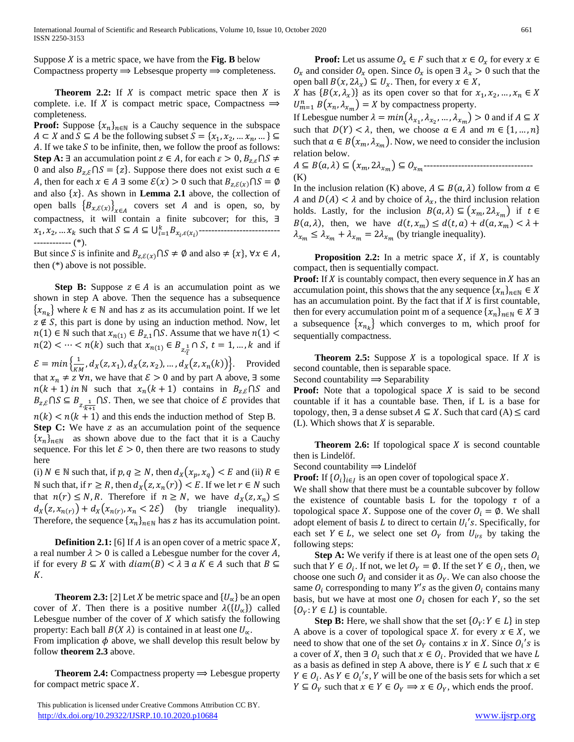Suppose $X$ is a metric space, we have from the **Fig. B** below Compactness property $\Longrightarrow$ Lebsesque property $\Longrightarrow$ completeness.

**Theorem 2.2:** If $X$ is compact metric space then $X$ is complete. i.e. If $X$ is compact metric space, Compactness $\Longrightarrow$ completeness.

**Proof:** Suppose $\{x_n\}_{n\in\mathbb{N}}$ is a Cauchy sequence in the subspace $A \subset X$ and $S \subseteq A$ be the following subset $S = \{x_1, x_2, \ldots x_n, \ldots\} \subseteq A$. If we take $S$ to be infinite, then, we follow the proof as follows:

**Step A:** $\exists$ an accumulation point $z \in A$, for each $\varepsilon > 0$, $B_{z,\varepsilon} \cap S \neq 0$ and also $B_{z,\varepsilon} \cap S = \{z\}$. Suppose there does not exist such $a \in A$, then for each $x \in A$ $\exists$ some $\mathcal{E}(x) > 0$ such that $B_{z,\mathcal{E}(x)} \cap S = \emptyset$ and also $\{x\}$. As shown in **Lemma 2.1** above, the collection of open balls $\{B_{x,\mathcal{E}(x)}\}_{x\in A}$ covers set $A$ and is open, so, by compactness, it will contain a finite subcover; for this, $\exists$ $x_1, x_2, \ldots x_k$ such that $S \subseteq A \subseteq \bigcup_{i=1}^{k} B_{x_i,\mathcal{E}(x_i)}$------------------------------------- (*).

But since $S$ is infinite and $B_{z,\mathcal{E}(x)} \cap S \neq \emptyset$ and also $\neq \{x\}$, $\forall x \in A$, then (*) above is not possible.

**Step B:** Suppose $z \in A$ is an accumulation point as we shown in step A above. Then the sequence has a subsequence $\{x_{n_k}\}$ where $k \in \mathbb{N}$ and has $z$ as its accumulation point. If we let $z \notin S$, this part is done by using an induction method. Now, let $n(1) \in \mathbb{N}$ such that $x_{n(1)} \in B_{z,1} \cap S$. Assume that we have $n(1) < n(2) < \cdots < n(k)$ such that $x_{n(1)} \in B_{z,\frac{1}{t}} \cap S$, $t = 1, \ldots, k$ and if $\mathcal{E} = min\left\{\frac{1}{KM}, d_X(z, x_1), d_X(z, x_2), \ldots, d_X(z, x_n(k))\right\}$. Provided that $x_n \neq z\ \forall n$, we have that $\mathcal{E} > 0$ and by part A above, $\exists$ some $n(k+1)\ in\ \mathbb{N}$ such that $x_n(k+1)$ contains in $B_{z,\mathcal{E}} \cap S$ and $B_{z,\mathcal{E}} \cap S \subseteq B_{z,\frac{1}{k+1}} \cap S$. Then, we see that choice of $\mathcal{E}$ provides that $n(k) < n(k+1)$ and this ends the induction method of Step B.

**Step C:** We have $z$ as an accumulation point of the sequence $\{x_n\}_{n\in\mathbb{N}}$ as shown above due to the fact that it is a Cauchy sequence. For this let $\mathcal{E} > 0$, then there are two reasons to study here

(i) $N \in \mathbb{N}$ such that, if $p, q \geq N$, then $d_X(x_p, x_q) < E$ and (ii) $R \in \mathbb{N}$ such that, if $r \geq R$, then $d_X(z, x_n(r)) < E$. If we let $r \in N$ such that $n(r) \leq N, R$. Therefore if $n \geq N$, we have $d_X(z, x_n) \leq d_X(z, x_{n(r)}) + d_X(x_{n(r)}, x_n < 2\mathcal{E})$ (by triangle inequality). Therefore, the sequence $\{x_n\}_{n\in\mathbb{N}}$ has $z$ as its accumulation point.

**Definition 2.1:** [6] If $A$ is an open cover of a metric space $X$, a real number $\lambda > 0$ is called a Lebesgue number for the cover $A$, if for every $B \subseteq X$ with $diam(B) < \lambda\ \exists\ a\ K \in A$ such that $B \subseteq K$.

**Theorem 2.3:** [2] Let $X$ be metric space and $\{U_\propto\}$ be an open cover of $X$. Then there is a positive number $\lambda(\{U_\propto\})$ called Lebesgue number of the cover of $X$ which satisfy the following property: Each ball $B(X\ \lambda)$ is contained in at least one $U_\propto$.

From implication $\phi$ above, we shall develop this result below by follow **theorem 2.3** above.

**Theorem 2.4:** Compactness property $\Longrightarrow$ Lebesgue property for compact metric space $X$.

**Proof:** Let us assume $O_x \in F$ such that $x \in O_x$ for every $x \in O_x$ and consider $O_x$ open. Since $O_x$ is open $\exists\ \lambda_x > 0$ such that the open ball $B(x, 2\lambda_x) \subseteq U_x$. Then, for every $x \in X$, $X$ has $\{B(x, \lambda_x)\}$ as its open cover so that for $x_1, x_2, \ldots, x_n \in X$ $U_{m=1}^{n} B(x_n, \lambda_{x_m}) = X$ by compactness property.

If Lebesgue number $\lambda = min(\lambda_{x_1}, \lambda_{x_2}, \ldots, \lambda_{x_m}) > 0$ and if $A \subseteq X$ such that $D(Y) < \lambda$, then, we choose $a \in A$ and $m \in \{1, \ldots, n\}$ such that $a \in B(x_m, \lambda_{x_m})$. Now, we need to consider the inclusion relation below.

$A \subseteq B(a, \lambda) \subseteq (x_m, 2\lambda_{x_m}) \subseteq O_{x_m}$------------------------------------ (K)

In the inclusion relation (K) above, $A \subseteq B(a, \lambda)$ follow from $a \in A$ and $D(A) < \lambda$ and by choice of $\lambda_x$, the third inclusion relation holds. Lastly, for the inclusion $B(a, \lambda) \subseteq (x_m, 2\lambda_{x_m})$ if $t \in B(a, \lambda)$, then, we have $d(t, x_m) \leq d(t, a) + d(a, x_m) < \lambda + \lambda_{x_m} \leq \lambda_{x_m} + \lambda_{x_m} = 2\lambda_{x_m}$ (by triangle inequality).

**Proposition 2.2:** In a metric space $X$, if $X$, is countably compact, then is sequentially compact.

**Proof:** If $X$ is countably compact, then every sequence in $X$ has an accumulation point, this shows that the any sequence $\{x_n\}_{n\in\mathbb{N}} \in X$ has an accumulation point. By the fact that if $X$ is first countable, then for every accumulation point m of a sequence $\{x_n\}_{n\in\mathbb{N}} \in X$ $\exists$ a subsequence $\{x_{n_k}\}$ which converges to m, which proof for sequentially compactness.

**Theorem 2.5:** Suppose $X$ is a topological space. If $X$ is second countable, then is separable space.

Second countability $\Longrightarrow$ Separability

**Proof:** Note that a topological space $X$ is said to be second countable if it has a countable base. Then, if L is a base for topology, then, $\exists$ a dense subset $A \subseteq X$. Such that card (A) $\leq$ card (L). Which shows that $X$ is separable.

**Theorem 2.6:** If topological space $X$ is second countable then is Lindelöf.

Second countability $\Longrightarrow$ Lindelöf

**Proof:** If $\{O_i\}_{i\in J}$ is an open cover of topological space $X$.

We shall show that there must be a countable subcover by follow the existence of countable basis L for the topology $\tau$ of a topological space $X$. Suppose one of the cover $O_i = \emptyset$. We shall adopt element of basis $L$ to direct to certain $U_i's$. Specifically, for each set $Y \in L$, we select one set $O_Y$ from $U_{i's}$ by taking the following steps:

**Step A:** We verify if there is at least one of the open sets $O_i$ such that $Y \in O_i$. If not, we let $O_Y = \emptyset$. If the set $Y \in O_i$, then, we choose one such $O_i$ and consider it as $O_Y$. We can also choose the same $O_i$ corresponding to many $Y's$ as the given $O_i$ contains many basis, but we have at most one $O_i$ chosen for each $Y$, so the set $\{O_Y : Y \in L\}$ is countable.

**Step B:** Here, we shall show that the set $\{O_Y : Y \in L\}$ in step A above is a cover of topological space $X$. for every $x \in X$, we need to show that one of the set $O_Y$ contains $x$ in $X$. Since $O_i's$ is a cover of $X$, then $\exists\ O_i$ such that $x \in O_i$. Provided that we have $L$ as a basis as defined in step A above, there is $Y \in L$ such that $x \in Y \in O_i$. As $Y \in O_i's$, $Y$ will be one of the basis sets for which a set $Y \subseteq O_Y$ such that $x \in Y \in O_Y \Longrightarrow x \in O_Y$, which ends the proof.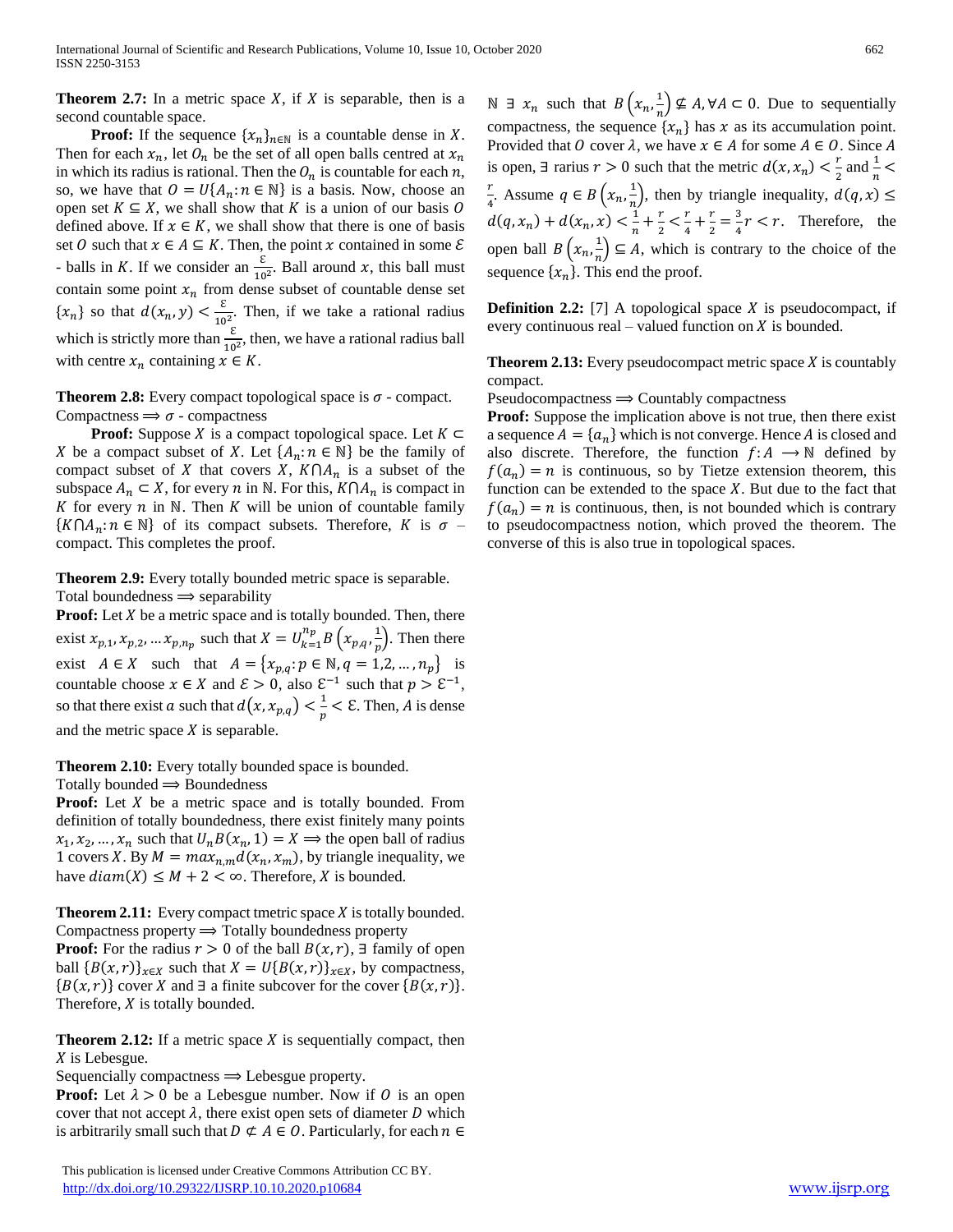**Theorem 2.7:** In a metric space $X$, if $X$ is separable, then is a second countable space.

**Proof:** If the sequence $\{x_n\}_{n\in\mathbb{N}}$ is a countable dense in $X$. Then for each $x_n$, let $O_n$ be the set of all open balls centred at $x_n$ in which its radius is rational. Then the $O_n$ is countable for each $n$, so, we have that $O = U\{A_n : n \in \mathbb{N}\}$ is a basis. Now, choose an open set $K \subseteq X$, we shall show that $K$ is a union of our basis $O$ defined above. If $x \in K$, we shall show that there is one of basis set $O$ such that $x \in A \subseteq K$. Then, the point $x$ contained in some $\mathcal{E}$ - balls in $K$. If we consider an $\frac{\mathcal{E}}{10^2}$. Ball around $x$, this ball must contain some point $x_n$ from dense subset of countable dense set $\{x_n\}$ so that $d(x_n, y) < \frac{\mathcal{E}}{10^2}$. Then, if we take a rational radius which is strictly more than $\frac{\mathcal{E}}{10^2}$, then, we have a rational radius ball with centre $x_n$ containing $x \in K$.

**Theorem 2.8:** Every compact topological space is $\sigma$ - compact.
Compactness $\Longrightarrow$ $\sigma$ - compactness

**Proof:** Suppose $X$ is a compact topological space. Let $K \subset X$ be a compact subset of $X$. Let $\{A_n : n \in \mathbb{N}\}$ be the family of compact subset of $X$ that covers $X$, $K \cap A_n$ is a subset of the subspace $A_n \subset X$, for every $n$ in $\mathbb{N}$. For this, $K \cap A_n$ is compact in $K$ for every $n$ in $\mathbb{N}$. Then $K$ will be union of countable family $\{K \cap A_n : n \in \mathbb{N}\}$ of its compact subsets. Therefore, $K$ is $\sigma$ – compact. This completes the proof.

**Theorem 2.9:** Every totally bounded metric space is separable.
Total boundedness $\Longrightarrow$ separability

**Proof:** Let $X$ be a metric space and is totally bounded. Then, there exist $x_{p,1}, x_{p,2}, \ldots x_{p,n_p}$ such that $X = U_{k=1}^{n_p} B\left(x_{p,q}, \frac{1}{p}\right)$. Then there exist $A \in X$ such that $A = \{x_{p,q} : p \in \mathbb{N}, q = 1,2, \ldots, n_p\}$ is countable choose $x \in X$ and $\mathcal{E} > 0$, also $\mathcal{E}^{-1}$ such that $p > \mathcal{E}^{-1}$, so that there exist $a$ such that $d(x, x_{p,q}) < \frac{1}{p} < \mathcal{E}$. Then, $A$ is dense and the metric space $X$ is separable.

**Theorem 2.10:** Every totally bounded space is bounded.
Totally bounded $\Longrightarrow$ Boundedness

**Proof:** Let $X$ be a metric space and is totally bounded. From definition of totally boundedness, there exist finitely many points $x_1, x_2, \ldots, x_n$ such that $U_n B(x_n, 1) = X \Longrightarrow$ the open ball of radius 1 covers $X$. By $M = max_{n,m} d(x_n, x_m)$, by triangle inequality, we have $diam(X) \leq M + 2 < \infty$. Therefore, $X$ is bounded.

**Theorem 2.11:** Every compact tmetric space $X$ is totally bounded.
Compactness property $\Longrightarrow$ Totally boundedness property

**Proof:** For the radius $r > 0$ of the ball $B(x, r)$, $\exists$ family of open ball $\{B(x, r)\}_{x\in X}$ such that $X = U\{B(x, r)\}_{x\in X}$, by compactness, $\{B(x, r)\}$ cover $X$ and $\exists$ a finite subcover for the cover $\{B(x, r)\}$. Therefore, $X$ is totally bounded.

**Theorem 2.12:** If a metric space $X$ is sequentially compact, then $X$ is Lebesgue.
Sequencially compactness $\Longrightarrow$ Lebesgue property.

**Proof:** Let $\lambda > 0$ be a Lebesgue number. Now if $O$ is an open cover that not accept $\lambda$, there exist open sets of diameter $D$ which is arbitrarily small such that $D \not\subset A \in O$. Particularly, for each $n \in \mathbb{N}$ $\exists$ $x_n$ such that $B\left(x_n, \frac{1}{n}\right) \not\subseteq A, \forall A \subset 0$. Due to sequentially compactness, the sequence $\{x_n\}$ has $x$ as its accumulation point. Provided that $O$ cover $\lambda$, we have $x \in A$ for some $A \in O$. Since $A$ is open, $\exists$ rarius $r > 0$ such that the metric $d(x, x_n) < \frac{r}{2}$ and $\frac{1}{n} < \frac{r}{4}$. Assume $q \in B\left(x_n, \frac{1}{n}\right)$, then by triangle inequality, $d(q, x) \leq d(q, x_n) + d(x_n, x) < \frac{1}{n} + \frac{r}{2} < \frac{r}{4} + \frac{r}{2} = \frac{3}{4}r < r$. Therefore, the open ball $B\left(x_n, \frac{1}{n}\right) \subseteq A$, which is contrary to the choice of the sequence $\{x_n\}$. This end the proof.

**Definition 2.2:** [7] A topological space $X$ is pseudocompact, if every continuous real – valued function on $X$ is bounded.

**Theorem 2.13:** Every pseudocompact metric space $X$ is countably compact.
Pseudocompactness $\Longrightarrow$ Countably compactness

**Proof:** Suppose the implication above is not true, then there exist a sequence $A = \{a_n\}$ which is not converge. Hence $A$ is closed and also discrete. Therefore, the function $f: A \longrightarrow \mathbb{N}$ defined by $f(a_n) = n$ is continuous, so by Tietze extension theorem, this function can be extended to the space $X$. But due to the fact that $f(a_n) = n$ is continuous, then, is not bounded which is contrary to pseudocompactness notion, which proved the theorem. The converse of this is also true in topological spaces.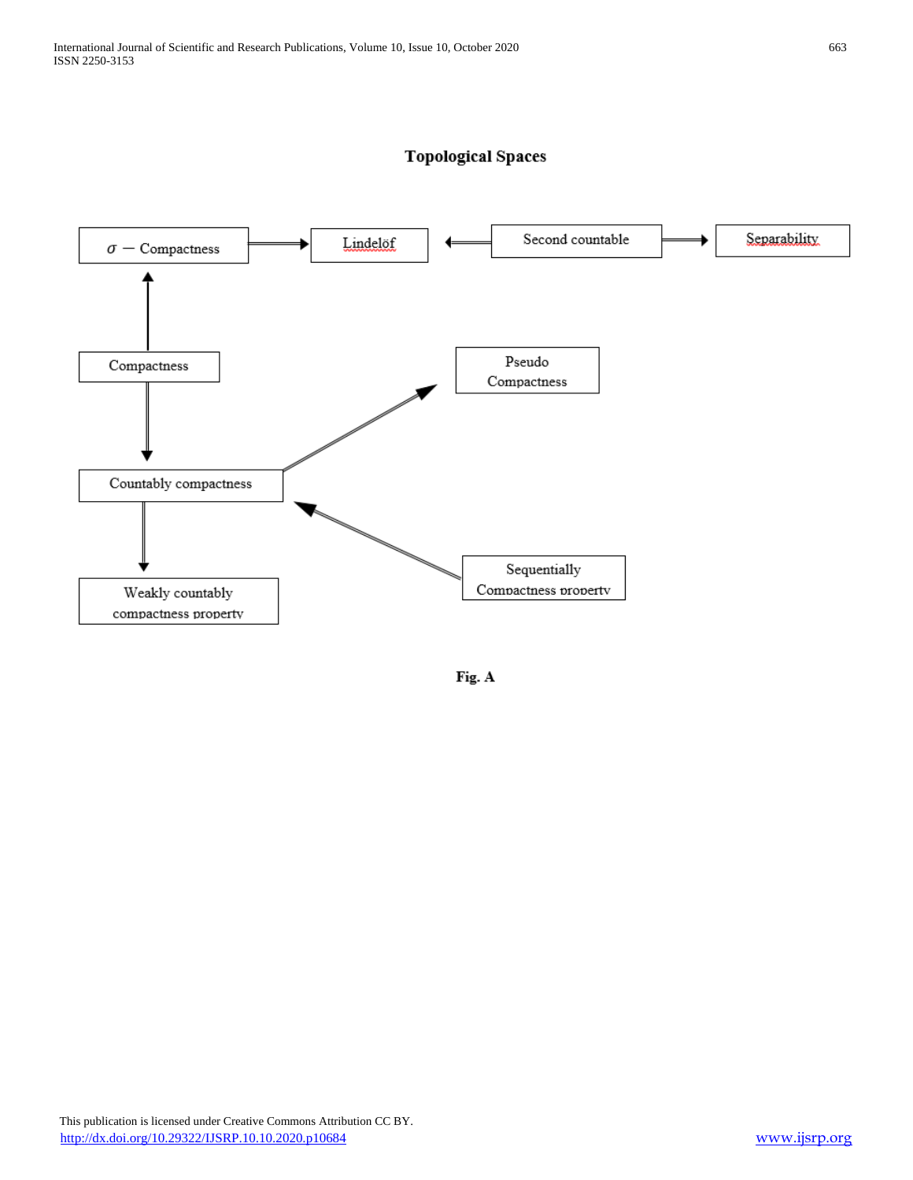**Topological Spaces**

σ − Compactness → Lindelöf ← Second countable → Separability

Compactness → σ − Compactness

Compactness → Countably compactness

Countably compactness → Pseudo Compactness

Sequentially Compactness property → Countably compactness

Countably compactness → Weakly countably compactness property

**Fig. A**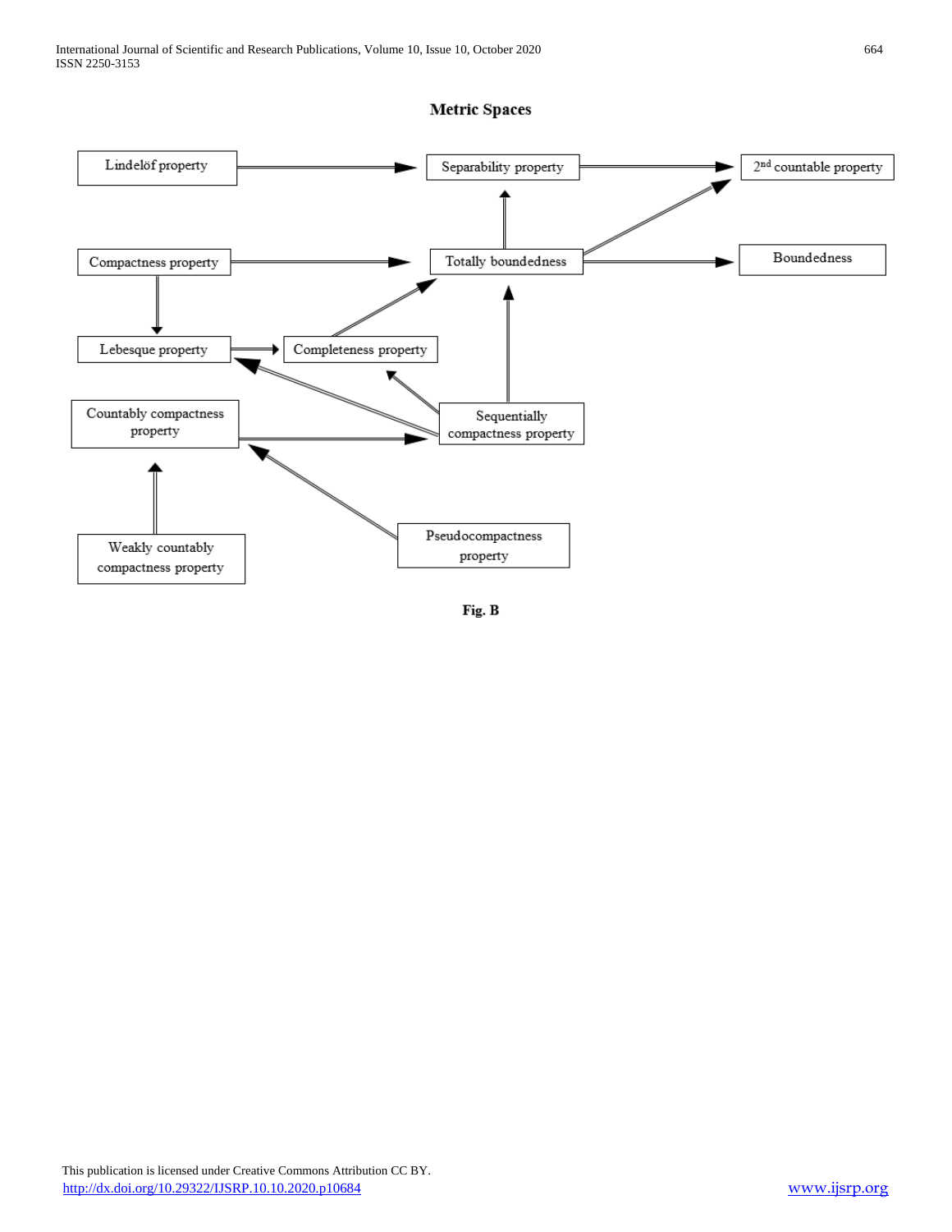**Metric Spaces**

Lindelöf property

Separability property

2nd countable property

Compactness property

Totally boundedness

Boundedness

Lebesque property

Completeness property

Countably compactness property

Sequentially compactness property

Weakly countably compactness property

Pseudocompactness property

**Fig. B**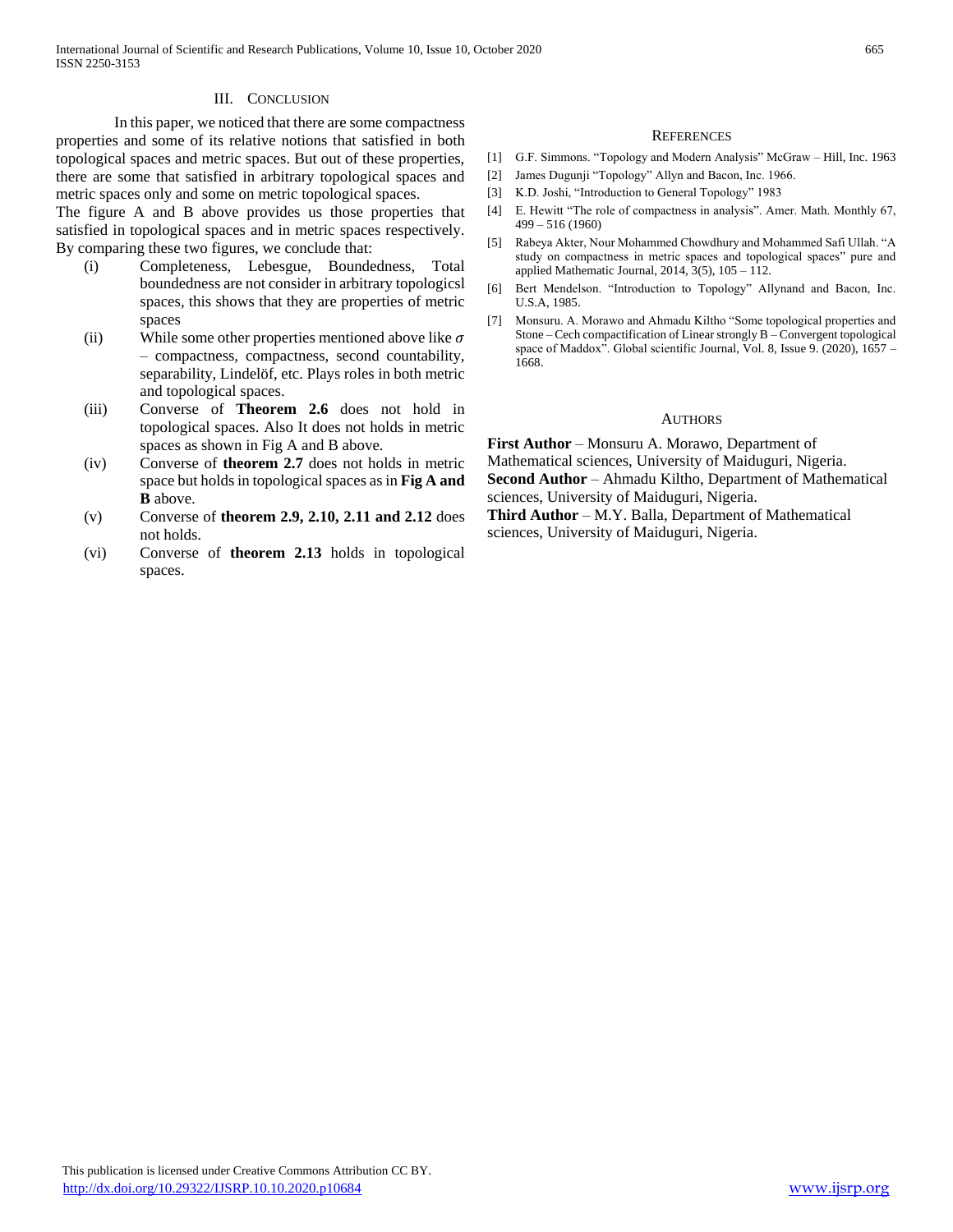## III. CONCLUSION

In this paper, we noticed that there are some compactness properties and some of its relative notions that satisfied in both topological spaces and metric spaces. But out of these properties, there are some that satisfied in arbitrary topological spaces and metric spaces only and some on metric topological spaces.

The figure A and B above provides us those properties that satisfied in topological spaces and in metric spaces respectively. By comparing these two figures, we conclude that:

(i) Completeness, Lebesgue, Boundedness, Total boundedness are not consider in arbitrary topologicsl spaces, this shows that they are properties of metric spaces

(ii) While some other properties mentioned above like $\sigma$ – compactness, compactness, second countability, separability, Lindelöf, etc. Plays roles in both metric and topological spaces.

(iii) Converse of **Theorem 2.6** does not hold in topological spaces. Also It does not holds in metric spaces as shown in Fig A and B above.

(iv) Converse of **theorem 2.7** does not holds in metric space but holds in topological spaces as in **Fig A and B** above.

(v) Converse of **theorem 2.9, 2.10, 2.11 and 2.12** does not holds.

(vi) Converse of **theorem 2.13** holds in topological spaces.

## REFERENCES

[1] G.F. Simmons. "Topology and Modern Analysis" McGraw – Hill, Inc. 1963

[2] James Dugunji "Topology" Allyn and Bacon, Inc. 1966.

[3] K.D. Joshi, "Introduction to General Topology" 1983

[4] E. Hewitt "The role of compactness in analysis". Amer. Math. Monthly 67, 499 – 516 (1960)

[5] Rabeya Akter, Nour Mohammed Chowdhury and Mohammed Safi Ullah. "A study on compactness in metric spaces and topological spaces" pure and applied Mathematic Journal, 2014, 3(5), 105 – 112.

[6] Bert Mendelson. "Introduction to Topology" Allynand and Bacon, Inc. U.S.A, 1985.

[7] Monsuru. A. Morawo and Ahmadu Kiltho "Some topological properties and Stone – Cech compactification of Linear strongly B – Convergent topological space of Maddox". Global scientific Journal, Vol. 8, Issue 9. (2020), 1657 – 1668.

## AUTHORS

**First Author** – Monsuru A. Morawo, Department of Mathematical sciences, University of Maiduguri, Nigeria.

**Second Author** – Ahmadu Kiltho, Department of Mathematical sciences, University of Maiduguri, Nigeria.

**Third Author** – M.Y. Balla, Department of Mathematical sciences, University of Maiduguri, Nigeria.